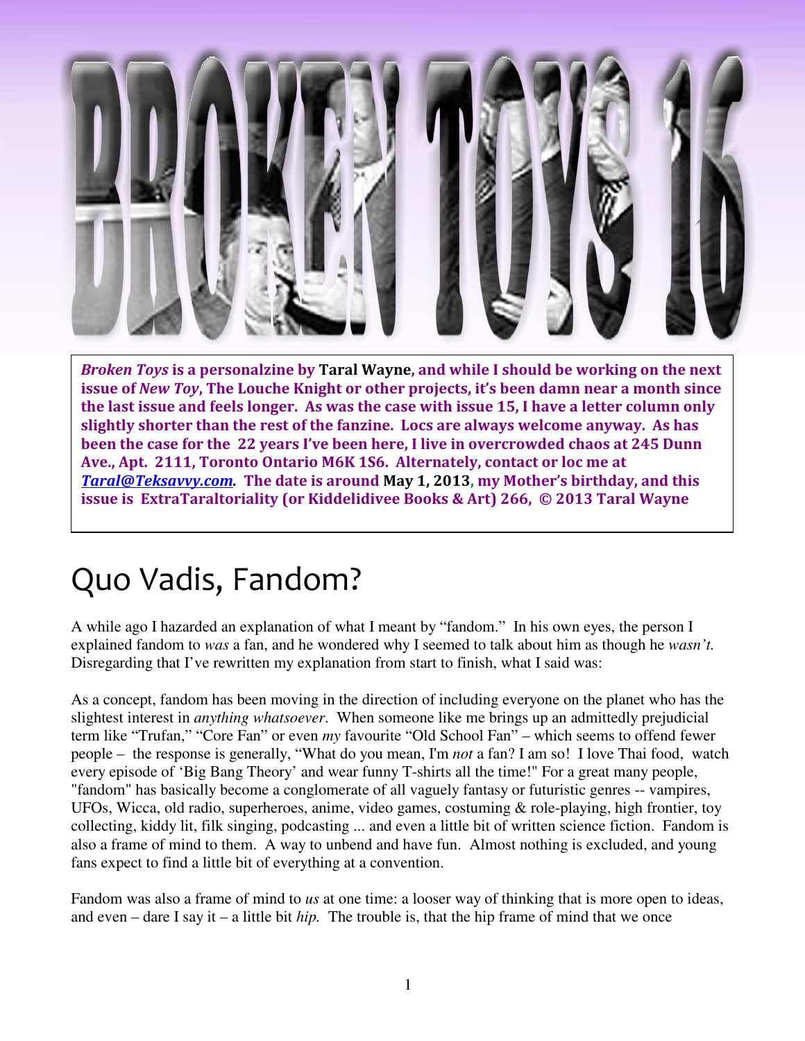# BROKEN TOYS 16

***Broken Toys* is a personalzine by Taral Wayne, and while I should be working on the next issue of *New Toy*, The Louche Knight or other projects, it's been damn near a month since the last issue and feels longer. As was the case with issue 15, I have a letter column only slightly shorter than the rest of the fanzine. Locs are always welcome anyway. As has been the case for the 22 years I've been here, I live in overcrowded chaos at 245 Dunn Ave., Apt. 2111, Toronto Ontario M6K 1S6. Alternately, contact or loc me at *Taral@Teksavvy.com*. The date is around May 1, 2013, my Mother's birthday, and this issue is ExtraTaraltoriality (or Kiddelidivee Books & Art) 266, © 2013 Taral Wayne**

# Quo Vadis, Fandom?

A while ago I hazarded an explanation of what I meant by "fandom." In his own eyes, the person I explained fandom to *was* a fan, and he wondered why I seemed to talk about him as though he *wasn't.* Disregarding that I've rewritten my explanation from start to finish, what I said was:

As a concept, fandom has been moving in the direction of including everyone on the planet who has the slightest interest in *anything whatsoever*. When someone like me brings up an admittedly prejudicial term like "Trufan," "Core Fan" or even *my* favourite "Old School Fan" – which seems to offend fewer people – the response is generally, "What do you mean, I'm *not* a fan? I am so! I love Thai food, watch every episode of 'Big Bang Theory' and wear funny T-shirts all the time!" For a great many people, "fandom" has basically become a conglomerate of all vaguely fantasy or futuristic genres -- vampires, UFOs, Wicca, old radio, superheroes, anime, video games, costuming & role-playing, high frontier, toy collecting, kiddy lit, filk singing, podcasting ... and even a little bit of written science fiction. Fandom is also a frame of mind to them. A way to unbend and have fun. Almost nothing is excluded, and young fans expect to find a little bit of everything at a convention.

Fandom was also a frame of mind to *us* at one time: a looser way of thinking that is more open to ideas, and even – dare I say it – a little bit *hip.* The trouble is, that the hip frame of mind that we once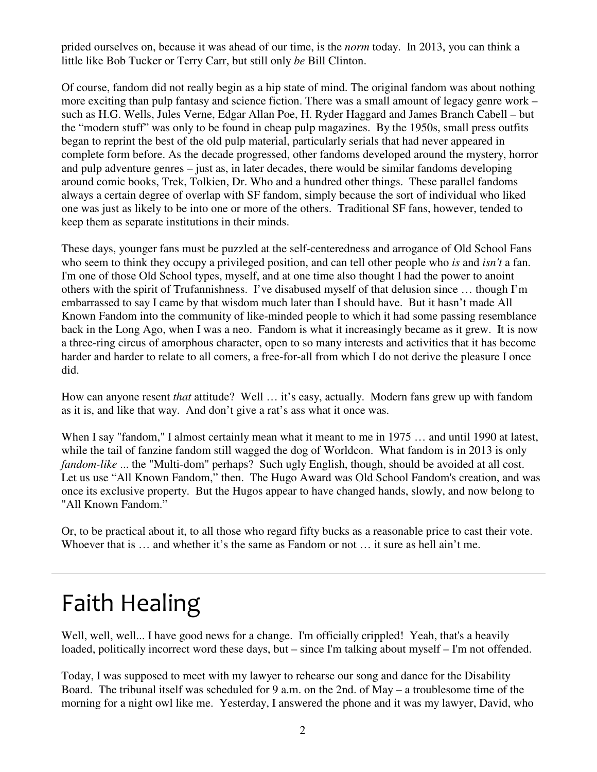prided ourselves on, because it was ahead of our time, is the *norm* today. In 2013, you can think a little like Bob Tucker or Terry Carr, but still only *be* Bill Clinton.

Of course, fandom did not really begin as a hip state of mind. The original fandom was about nothing more exciting than pulp fantasy and science fiction. There was a small amount of legacy genre work – such as H.G. Wells, Jules Verne, Edgar Allan Poe, H. Ryder Haggard and James Branch Cabell – but the "modern stuff" was only to be found in cheap pulp magazines. By the 1950s, small press outfits began to reprint the best of the old pulp material, particularly serials that had never appeared in complete form before. As the decade progressed, other fandoms developed around the mystery, horror and pulp adventure genres – just as, in later decades, there would be similar fandoms developing around comic books, Trek, Tolkien, Dr. Who and a hundred other things. These parallel fandoms always a certain degree of overlap with SF fandom, simply because the sort of individual who liked one was just as likely to be into one or more of the others. Traditional SF fans, however, tended to keep them as separate institutions in their minds.

These days, younger fans must be puzzled at the self-centeredness and arrogance of Old School Fans who seem to think they occupy a privileged position, and can tell other people who *is* and *isn't* a fan. I'm one of those Old School types, myself, and at one time also thought I had the power to anoint others with the spirit of Trufannishness. I've disabused myself of that delusion since … though I'm embarrassed to say I came by that wisdom much later than I should have. But it hasn't made All Known Fandom into the community of like-minded people to which it had some passing resemblance back in the Long Ago, when I was a neo. Fandom is what it increasingly became as it grew. It is now a three-ring circus of amorphous character, open to so many interests and activities that it has become harder and harder to relate to all comers, a free-for-all from which I do not derive the pleasure I once did.

How can anyone resent *that* attitude? Well … it's easy, actually. Modern fans grew up with fandom as it is, and like that way. And don't give a rat's ass what it once was.

When I say "fandom," I almost certainly mean what it meant to me in 1975 … and until 1990 at latest, while the tail of fanzine fandom still wagged the dog of Worldcon. What fandom is in 2013 is only *fandom-like* ... the "Multi-dom" perhaps? Such ugly English, though, should be avoided at all cost. Let us use "All Known Fandom," then. The Hugo Award was Old School Fandom's creation, and was once its exclusive property. But the Hugos appear to have changed hands, slowly, and now belong to "All Known Fandom."

Or, to be practical about it, to all those who regard fifty bucks as a reasonable price to cast their vote. Whoever that is … and whether it's the same as Fandom or not … it sure as hell ain't me.

---

# Faith Healing

Well, well, well... I have good news for a change. I'm officially crippled! Yeah, that's a heavily loaded, politically incorrect word these days, but – since I'm talking about myself – I'm not offended.

Today, I was supposed to meet with my lawyer to rehearse our song and dance for the Disability Board. The tribunal itself was scheduled for 9 a.m. on the 2nd. of May – a troublesome time of the morning for a night owl like me. Yesterday, I answered the phone and it was my lawyer, David, who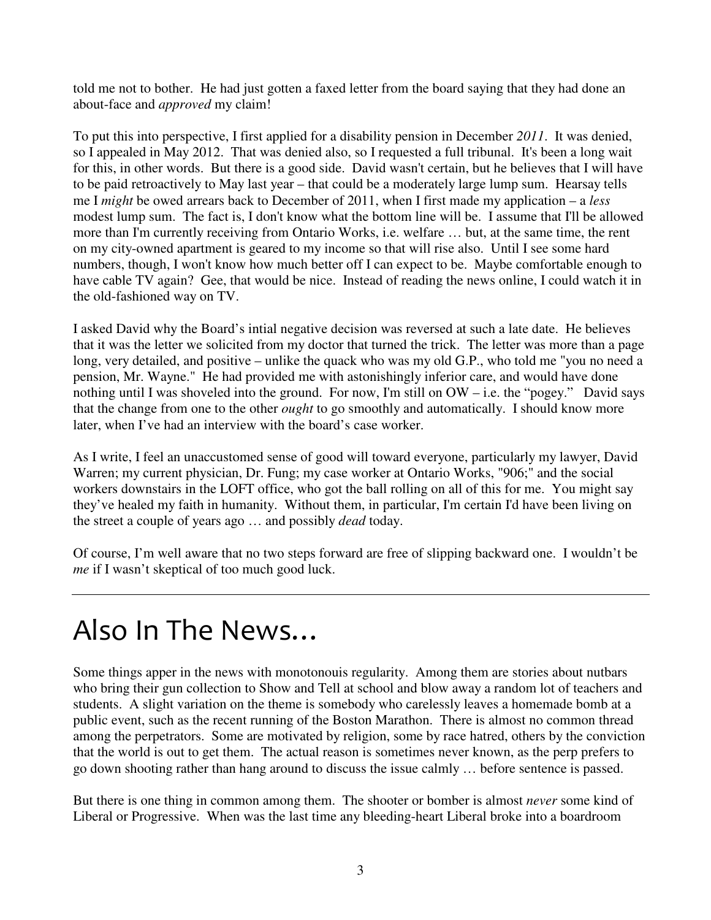told me not to bother. He had just gotten a faxed letter from the board saying that they had done an about-face and *approved* my claim!

To put this into perspective, I first applied for a disability pension in December *2011*. It was denied, so I appealed in May 2012. That was denied also, so I requested a full tribunal. It's been a long wait for this, in other words. But there is a good side. David wasn't certain, but he believes that I will have to be paid retroactively to May last year – that could be a moderately large lump sum. Hearsay tells me I *might* be owed arrears back to December of 2011, when I first made my application – a *less* modest lump sum. The fact is, I don't know what the bottom line will be. I assume that I'll be allowed more than I'm currently receiving from Ontario Works, i.e. welfare … but, at the same time, the rent on my city-owned apartment is geared to my income so that will rise also. Until I see some hard numbers, though, I won't know how much better off I can expect to be. Maybe comfortable enough to have cable TV again? Gee, that would be nice. Instead of reading the news online, I could watch it in the old-fashioned way on TV.

I asked David why the Board's intial negative decision was reversed at such a late date. He believes that it was the letter we solicited from my doctor that turned the trick. The letter was more than a page long, very detailed, and positive – unlike the quack who was my old G.P., who told me "you no need a pension, Mr. Wayne." He had provided me with astonishingly inferior care, and would have done nothing until I was shoveled into the ground. For now, I'm still on OW – i.e. the "pogey." David says that the change from one to the other *ought* to go smoothly and automatically. I should know more later, when I've had an interview with the board's case worker.

As I write, I feel an unaccustomed sense of good will toward everyone, particularly my lawyer, David Warren; my current physician, Dr. Fung; my case worker at Ontario Works, "906;" and the social workers downstairs in the LOFT office, who got the ball rolling on all of this for me. You might say they've healed my faith in humanity. Without them, in particular, I'm certain I'd have been living on the street a couple of years ago … and possibly *dead* today.

Of course, I'm well aware that no two steps forward are free of slipping backward one. I wouldn't be *me* if I wasn't skeptical of too much good luck.

---

# Also In The News…

Some things apper in the news with monotonouis regularity. Among them are stories about nutbars who bring their gun collection to Show and Tell at school and blow away a random lot of teachers and students. A slight variation on the theme is somebody who carelessly leaves a homemade bomb at a public event, such as the recent running of the Boston Marathon. There is almost no common thread among the perpetrators. Some are motivated by religion, some by race hatred, others by the conviction that the world is out to get them. The actual reason is sometimes never known, as the perp prefers to go down shooting rather than hang around to discuss the issue calmly … before sentence is passed.

But there is one thing in common among them. The shooter or bomber is almost *never* some kind of Liberal or Progressive. When was the last time any bleeding-heart Liberal broke into a boardroom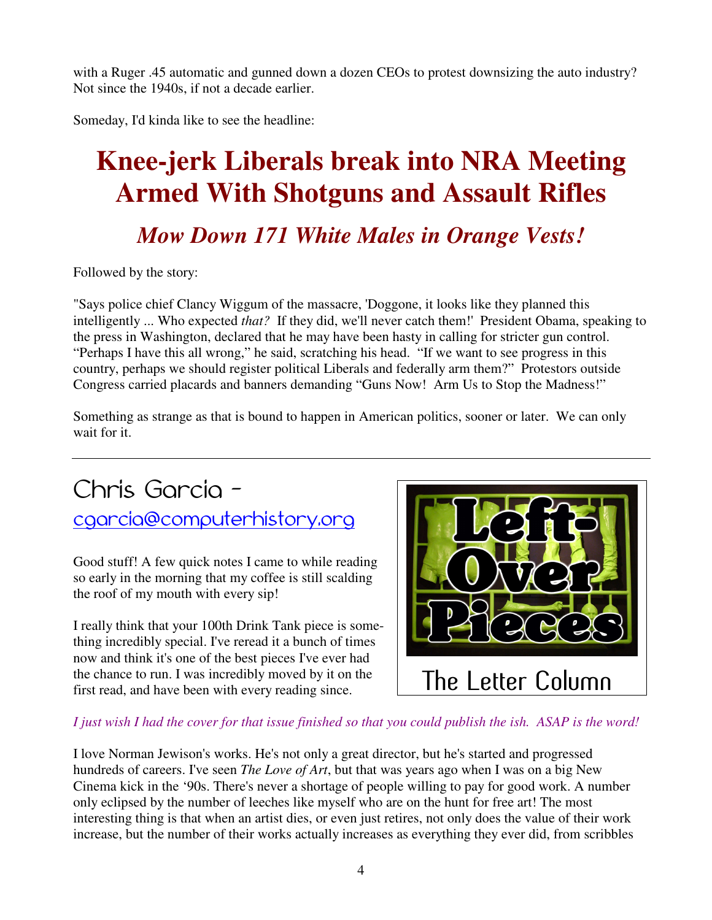with a Ruger .45 automatic and gunned down a dozen CEOs to protest downsizing the auto industry? Not since the 1940s, if not a decade earlier.

Someday, I'd kinda like to see the headline:

# Knee-jerk Liberals break into NRA Meeting Armed With Shotguns and Assault Rifles

## *Mow Down 171 White Males in Orange Vests!*

Followed by the story:

"Says police chief Clancy Wiggum of the massacre, 'Doggone, it looks like they planned this intelligently ... Who expected *that?* If they did, we'll never catch them!' President Obama, speaking to the press in Washington, declared that he may have been hasty in calling for stricter gun control. "Perhaps I have this all wrong," he said, scratching his head. "If we want to see progress in this country, perhaps we should register political Liberals and federally arm them?" Protestors outside Congress carried placards and banners demanding "Guns Now! Arm Us to Stop the Madness!"

Something as strange as that is bound to happen in American politics, sooner or later. We can only wait for it.

---

**Left-Over Pieces**

The Letter Column

## Chris Garcia - cgarcia@computerhistory.org

Good stuff! A few quick notes I came to while reading so early in the morning that my coffee is still scalding the roof of my mouth with every sip!

I really think that your 100th Drink Tank piece is something incredibly special. I've reread it a bunch of times now and think it's one of the best pieces I've ever had the chance to run. I was incredibly moved by it on the first read, and have been with every reading since.

*I just wish I had the cover for that issue finished so that you could publish the ish. ASAP is the word!*

I love Norman Jewison's works. He's not only a great director, but he's started and progressed hundreds of careers. I've seen *The Love of Art*, but that was years ago when I was on a big New Cinema kick in the '90s. There's never a shortage of people willing to pay for good work. A number only eclipsed by the number of leeches like myself who are on the hunt for free art! The most interesting thing is that when an artist dies, or even just retires, not only does the value of their work increase, but the number of their works actually increases as everything they ever did, from scribbles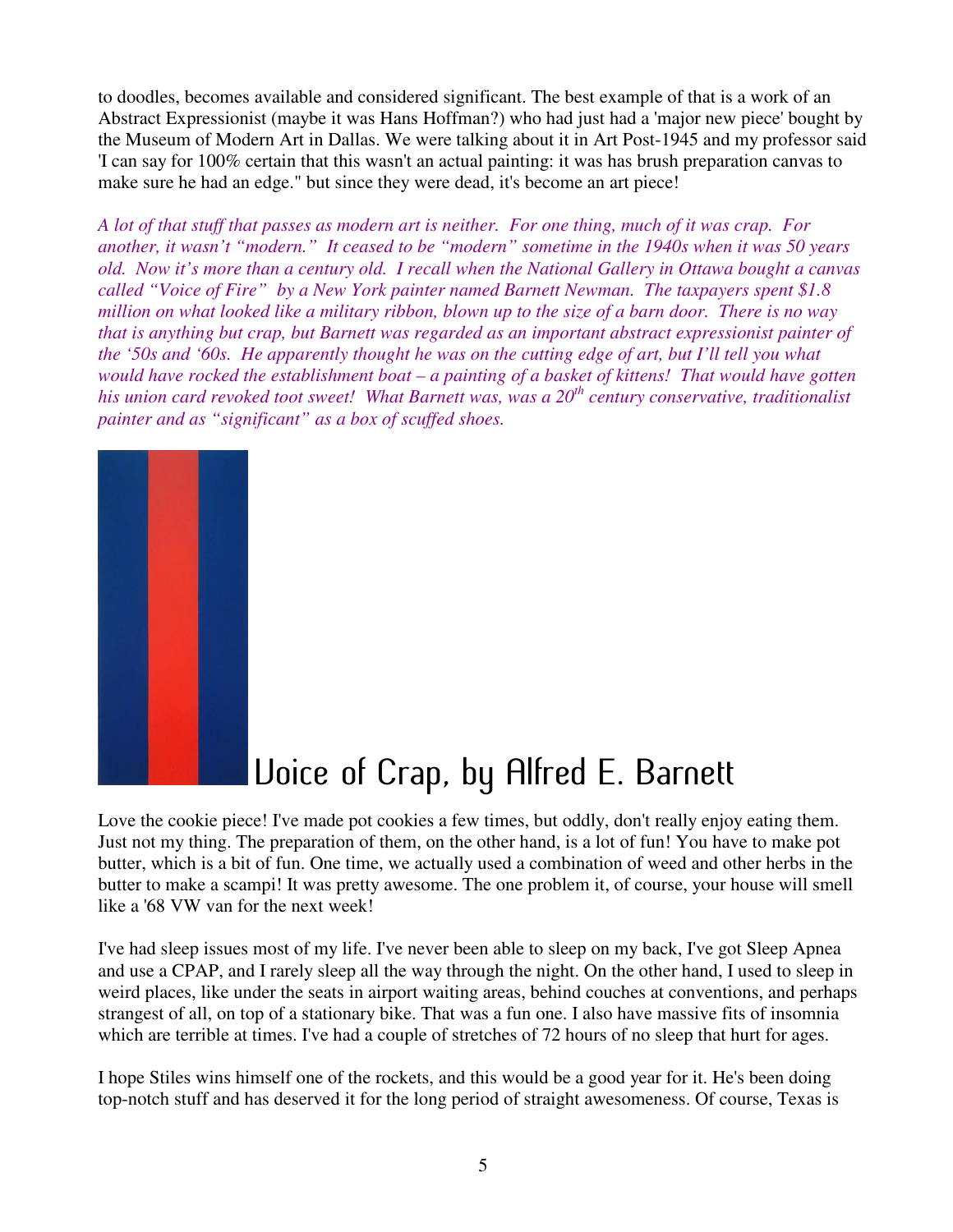to doodles, becomes available and considered significant. The best example of that is a work of an Abstract Expressionist (maybe it was Hans Hoffman?) who had just had a 'major new piece' bought by the Museum of Modern Art in Dallas. We were talking about it in Art Post-1945 and my professor said 'I can say for 100% certain that this wasn't an actual painting: it was has brush preparation canvas to make sure he had an edge." but since they were dead, it's become an art piece!

*A lot of that stuff that passes as modern art is neither. For one thing, much of it was crap. For another, it wasn't "modern." It ceased to be "modern" sometime in the 1940s when it was 50 years old. Now it's more than a century old. I recall when the National Gallery in Ottawa bought a canvas called "Voice of Fire" by a New York painter named Barnett Newman. The taxpayers spent $1.8 million on what looked like a military ribbon, blown up to the size of a barn door. There is no way that is anything but crap, but Barnett was regarded as an important abstract expressionist painter of the '50s and '60s. He apparently thought he was on the cutting edge of art, but I'll tell you what would have rocked the establishment boat – a painting of a basket of kittens! That would have gotten his union card revoked toot sweet! What Barnett was, was a 20th century conservative, traditionalist painter and as "significant" as a box of scuffed shoes.*

Voice of Crap, by Alfred E. Barnett

Love the cookie piece! I've made pot cookies a few times, but oddly, don't really enjoy eating them. Just not my thing. The preparation of them, on the other hand, is a lot of fun! You have to make pot butter, which is a bit of fun. One time, we actually used a combination of weed and other herbs in the butter to make a scampi! It was pretty awesome. The one problem it, of course, your house will smell like a '68 VW van for the next week!

I've had sleep issues most of my life. I've never been able to sleep on my back, I've got Sleep Apnea and use a CPAP, and I rarely sleep all the way through the night. On the other hand, I used to sleep in weird places, like under the seats in airport waiting areas, behind couches at conventions, and perhaps strangest of all, on top of a stationary bike. That was a fun one. I also have massive fits of insomnia which are terrible at times. I've had a couple of stretches of 72 hours of no sleep that hurt for ages.

I hope Stiles wins himself one of the rockets, and this would be a good year for it. He's been doing top-notch stuff and has deserved it for the long period of straight awesomeness. Of course, Texas is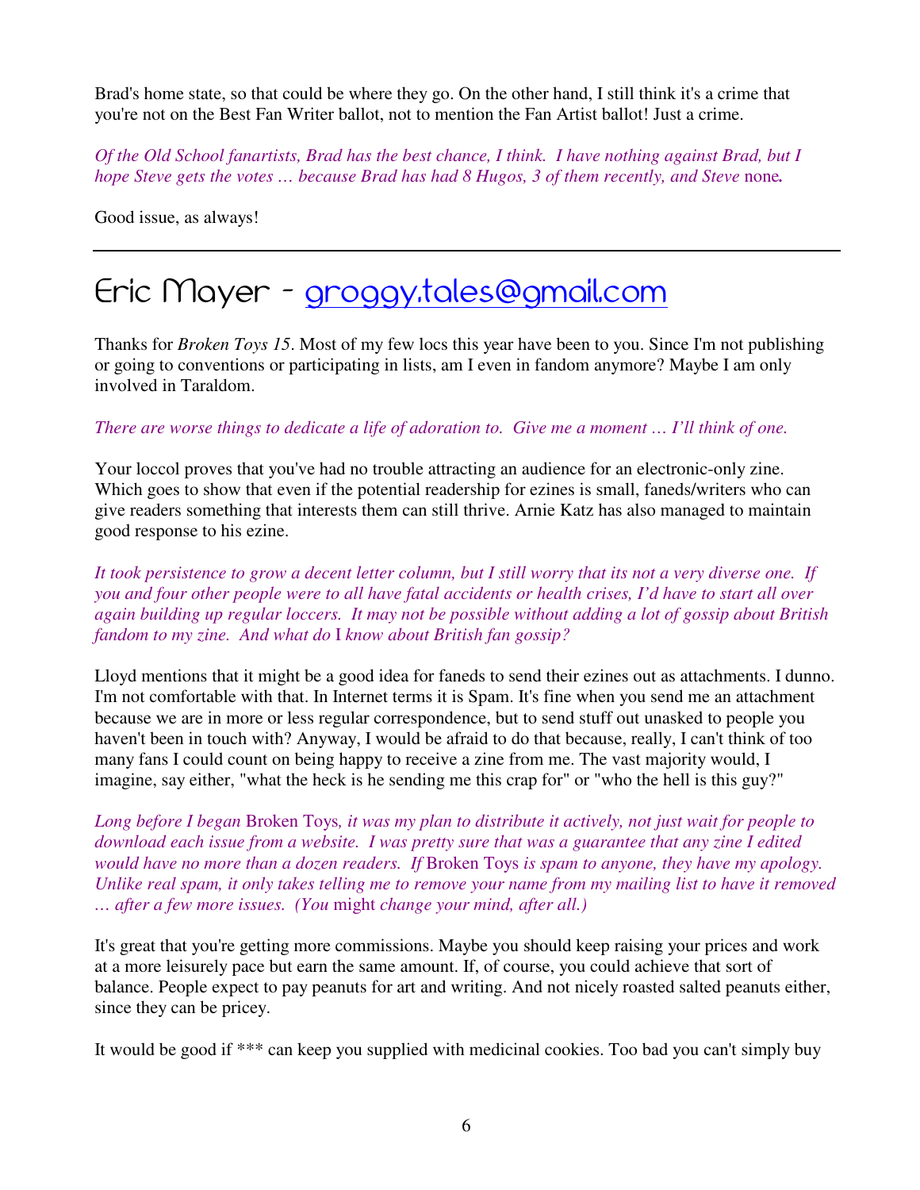Brad's home state, so that could be where they go. On the other hand, I still think it's a crime that you're not on the Best Fan Writer ballot, not to mention the Fan Artist ballot! Just a crime.

*Of the Old School fanartists, Brad has the best chance, I think. I have nothing against Brad, but I hope Steve gets the votes … because Brad has had 8 Hugos, 3 of them recently, and Steve* none**.**

Good issue, as always!

---

# Eric Mayer - groggy.tales@gmail.com

Thanks for *Broken Toys 15*. Most of my few locs this year have been to you. Since I'm not publishing or going to conventions or participating in lists, am I even in fandom anymore? Maybe I am only involved in Taraldom.

*There are worse things to dedicate a life of adoration to. Give me a moment … I'll think of one.*

Your loccol proves that you've had no trouble attracting an audience for an electronic-only zine. Which goes to show that even if the potential readership for ezines is small, faneds/writers who can give readers something that interests them can still thrive. Arnie Katz has also managed to maintain good response to his ezine.

*It took persistence to grow a decent letter column, but I still worry that its not a very diverse one. If you and four other people were to all have fatal accidents or health crises, I'd have to start all over again building up regular loccers. It may not be possible without adding a lot of gossip about British fandom to my zine. And what do* I *know about British fan gossip?*

Lloyd mentions that it might be a good idea for faneds to send their ezines out as attachments. I dunno. I'm not comfortable with that. In Internet terms it is Spam. It's fine when you send me an attachment because we are in more or less regular correspondence, but to send stuff out unasked to people you haven't been in touch with? Anyway, I would be afraid to do that because, really, I can't think of too many fans I could count on being happy to receive a zine from me. The vast majority would, I imagine, say either, "what the heck is he sending me this crap for" or "who the hell is this guy?"

*Long before I began* Broken Toys*, it was my plan to distribute it actively, not just wait for people to download each issue from a website. I was pretty sure that was a guarantee that any zine I edited would have no more than a dozen readers. If* Broken Toys *is spam to anyone, they have my apology. Unlike real spam, it only takes telling me to remove your name from my mailing list to have it removed … after a few more issues. (You* might *change your mind, after all.)*

It's great that you're getting more commissions. Maybe you should keep raising your prices and work at a more leisurely pace but earn the same amount. If, of course, you could achieve that sort of balance. People expect to pay peanuts for art and writing. And not nicely roasted salted peanuts either, since they can be pricey.

It would be good if *** can keep you supplied with medicinal cookies. Too bad you can't simply buy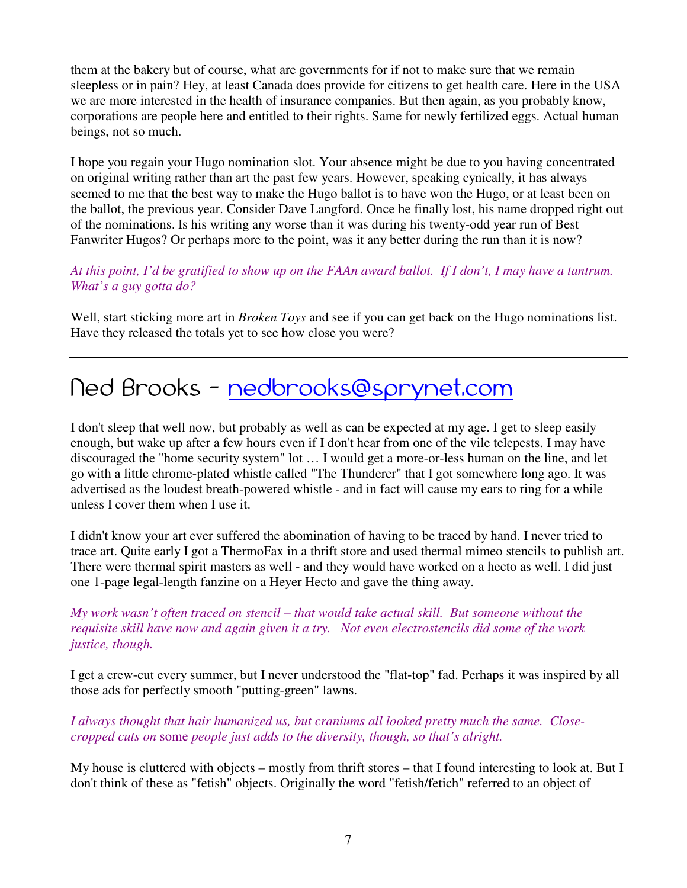them at the bakery but of course, what are governments for if not to make sure that we remain sleepless or in pain? Hey, at least Canada does provide for citizens to get health care. Here in the USA we are more interested in the health of insurance companies. But then again, as you probably know, corporations are people here and entitled to their rights. Same for newly fertilized eggs. Actual human beings, not so much.

I hope you regain your Hugo nomination slot. Your absence might be due to you having concentrated on original writing rather than art the past few years. However, speaking cynically, it has always seemed to me that the best way to make the Hugo ballot is to have won the Hugo, or at least been on the ballot, the previous year. Consider Dave Langford. Once he finally lost, his name dropped right out of the nominations. Is his writing any worse than it was during his twenty-odd year run of Best Fanwriter Hugos? Or perhaps more to the point, was it any better during the run than it is now?

*At this point, I'd be gratified to show up on the FAAn award ballot. If I don't, I may have a tantrum. What's a guy gotta do?*

Well, start sticking more art in *Broken Toys* and see if you can get back on the Hugo nominations list. Have they released the totals yet to see how close you were?

---

## Ned Brooks - nedbrooks@sprynet.com

I don't sleep that well now, but probably as well as can be expected at my age. I get to sleep easily enough, but wake up after a few hours even if I don't hear from one of the vile telepests. I may have discouraged the "home security system" lot … I would get a more-or-less human on the line, and let go with a little chrome-plated whistle called "The Thunderer" that I got somewhere long ago. It was advertised as the loudest breath-powered whistle - and in fact will cause my ears to ring for a while unless I cover them when I use it.

I didn't know your art ever suffered the abomination of having to be traced by hand. I never tried to trace art. Quite early I got a ThermoFax in a thrift store and used thermal mimeo stencils to publish art. There were thermal spirit masters as well - and they would have worked on a hecto as well. I did just one 1-page legal-length fanzine on a Heyer Hecto and gave the thing away.

*My work wasn't often traced on stencil – that would take actual skill. But someone without the requisite skill have now and again given it a try. Not even electrostencils did some of the work justice, though.*

I get a crew-cut every summer, but I never understood the "flat-top" fad. Perhaps it was inspired by all those ads for perfectly smooth "putting-green" lawns.

*I always thought that hair humanized us, but craniums all looked pretty much the same. Close-cropped cuts on* some *people just adds to the diversity, though, so that's alright.*

My house is cluttered with objects – mostly from thrift stores – that I found interesting to look at. But I don't think of these as "fetish" objects. Originally the word "fetish/fetich" referred to an object of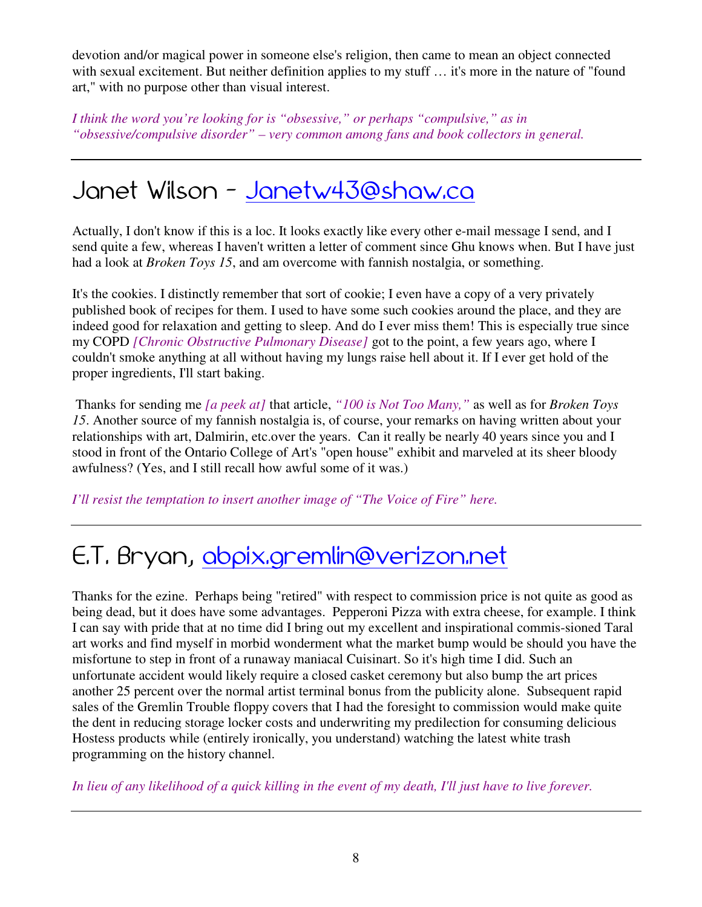devotion and/or magical power in someone else's religion, then came to mean an object connected with sexual excitement. But neither definition applies to my stuff … it's more in the nature of "found art," with no purpose other than visual interest.

*I think the word you're looking for is "obsessive," or perhaps "compulsive," as in "obsessive/compulsive disorder" – very common among fans and book collectors in general.*

---

## Janet Wilson - Janetw43@shaw.ca

Actually, I don't know if this is a loc. It looks exactly like every other e-mail message I send, and I send quite a few, whereas I haven't written a letter of comment since Ghu knows when. But I have just had a look at *Broken Toys 15*, and am overcome with fannish nostalgia, or something.

It's the cookies. I distinctly remember that sort of cookie; I even have a copy of a very privately published book of recipes for them. I used to have some such cookies around the place, and they are indeed good for relaxation and getting to sleep. And do I ever miss them! This is especially true since my COPD *[Chronic Obstructive Pulmonary Disease]* got to the point, a few years ago, where I couldn't smoke anything at all without having my lungs raise hell about it. If I ever get hold of the proper ingredients, I'll start baking.

Thanks for sending me *[a peek at]* that article, *"100 is Not Too Many,"* as well as for *Broken Toys 15*. Another source of my fannish nostalgia is, of course, your remarks on having written about your relationships with art, Dalmirin, etc.over the years. Can it really be nearly 40 years since you and I stood in front of the Ontario College of Art's "open house" exhibit and marveled at its sheer bloody awfulness? (Yes, and I still recall how awful some of it was.)

*I'll resist the temptation to insert another image of "The Voice of Fire" here.*

---

## E.T. Bryan, abpix.gremlin@verizon.net

Thanks for the ezine. Perhaps being "retired" with respect to commission price is not quite as good as being dead, but it does have some advantages. Pepperoni Pizza with extra cheese, for example. I think I can say with pride that at no time did I bring out my excellent and inspirational commis-sioned Taral art works and find myself in morbid wonderment what the market bump would be should you have the misfortune to step in front of a runaway maniacal Cuisinart. So it's high time I did. Such an unfortunate accident would likely require a closed casket ceremony but also bump the art prices another 25 percent over the normal artist terminal bonus from the publicity alone. Subsequent rapid sales of the Gremlin Trouble floppy covers that I had the foresight to commission would make quite the dent in reducing storage locker costs and underwriting my predilection for consuming delicious Hostess products while (entirely ironically, you understand) watching the latest white trash programming on the history channel.

*In lieu of any likelihood of a quick killing in the event of my death, I'll just have to live forever.*

---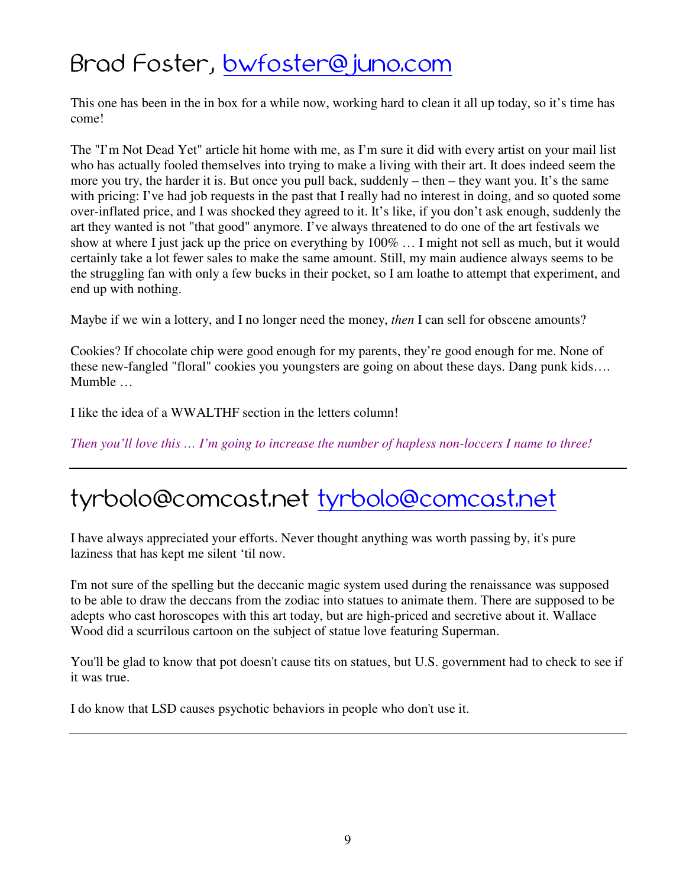## Brad Foster, [bwfoster@juno.com](mailto:bwfoster@juno.com)

This one has been in the in box for a while now, working hard to clean it all up today, so it's time has come!

The "I'm Not Dead Yet" article hit home with me, as I'm sure it did with every artist on your mail list who has actually fooled themselves into trying to make a living with their art. It does indeed seem the more you try, the harder it is. But once you pull back, suddenly – then – they want you. It's the same with pricing: I've had job requests in the past that I really had no interest in doing, and so quoted some over-inflated price, and I was shocked they agreed to it. It's like, if you don't ask enough, suddenly the art they wanted is not "that good" anymore. I've always threatened to do one of the art festivals we show at where I just jack up the price on everything by 100% … I might not sell as much, but it would certainly take a lot fewer sales to make the same amount. Still, my main audience always seems to be the struggling fan with only a few bucks in their pocket, so I am loathe to attempt that experiment, and end up with nothing.

Maybe if we win a lottery, and I no longer need the money, *then* I can sell for obscene amounts?

Cookies? If chocolate chip were good enough for my parents, they're good enough for me. None of these new-fangled "floral" cookies you youngsters are going on about these days. Dang punk kids…. Mumble …

I like the idea of a WWALTHF section in the letters column!

*Then you'll love this … I'm going to increase the number of hapless non-loccers I name to three!*

---

## tyrbolo@comcast.net [tyrbolo@comcast.net](mailto:tyrbolo@comcast.net)

I have always appreciated your efforts. Never thought anything was worth passing by, it's pure laziness that has kept me silent 'til now.

I'm not sure of the spelling but the deccanic magic system used during the renaissance was supposed to be able to draw the deccans from the zodiac into statues to animate them. There are supposed to be adepts who cast horoscopes with this art today, but are high-priced and secretive about it. Wallace Wood did a scurrilous cartoon on the subject of statue love featuring Superman.

You'll be glad to know that pot doesn't cause tits on statues, but U.S. government had to check to see if it was true.

I do know that LSD causes psychotic behaviors in people who don't use it.

---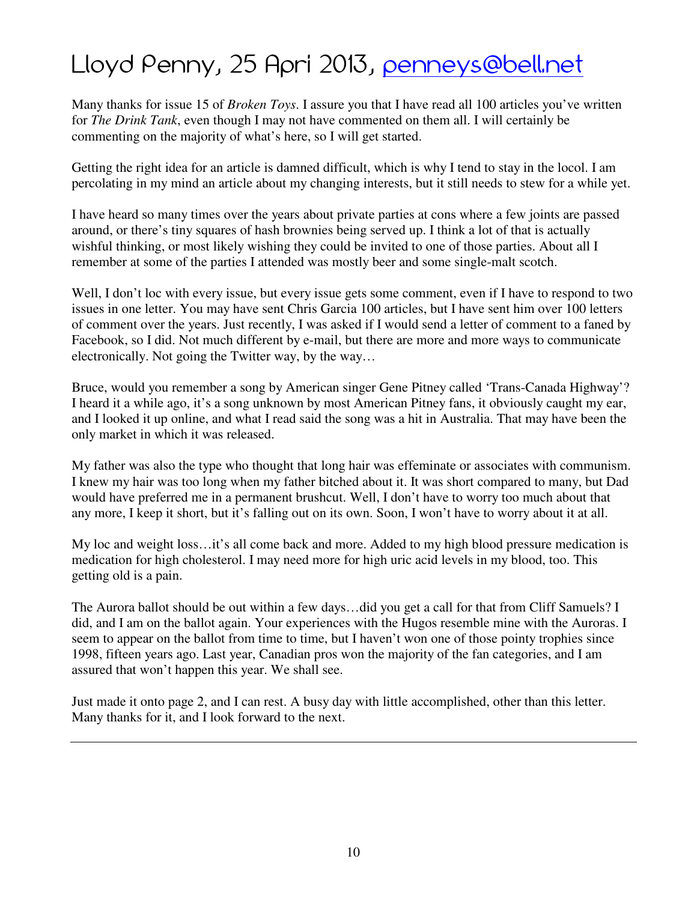# Lloyd Penny, 25 Apri 2013, [penneys@bell.net](mailto:penneys@bell.net)

Many thanks for issue 15 of *Broken Toys*. I assure you that I have read all 100 articles you've written for *The Drink Tank*, even though I may not have commented on them all. I will certainly be commenting on the majority of what's here, so I will get started.

Getting the right idea for an article is damned difficult, which is why I tend to stay in the locol. I am percolating in my mind an article about my changing interests, but it still needs to stew for a while yet.

I have heard so many times over the years about private parties at cons where a few joints are passed around, or there's tiny squares of hash brownies being served up. I think a lot of that is actually wishful thinking, or most likely wishing they could be invited to one of those parties. About all I remember at some of the parties I attended was mostly beer and some single-malt scotch.

Well, I don't loc with every issue, but every issue gets some comment, even if I have to respond to two issues in one letter. You may have sent Chris Garcia 100 articles, but I have sent him over 100 letters of comment over the years. Just recently, I was asked if I would send a letter of comment to a faned by Facebook, so I did. Not much different by e-mail, but there are more and more ways to communicate electronically. Not going the Twitter way, by the way…

Bruce, would you remember a song by American singer Gene Pitney called 'Trans-Canada Highway'? I heard it a while ago, it's a song unknown by most American Pitney fans, it obviously caught my ear, and I looked it up online, and what I read said the song was a hit in Australia. That may have been the only market in which it was released.

My father was also the type who thought that long hair was effeminate or associates with communism. I knew my hair was too long when my father bitched about it. It was short compared to many, but Dad would have preferred me in a permanent brushcut. Well, I don't have to worry too much about that any more, I keep it short, but it's falling out on its own. Soon, I won't have to worry about it at all.

My loc and weight loss…it's all come back and more. Added to my high blood pressure medication is medication for high cholesterol. I may need more for high uric acid levels in my blood, too. This getting old is a pain.

The Aurora ballot should be out within a few days…did you get a call for that from Cliff Samuels? I did, and I am on the ballot again. Your experiences with the Hugos resemble mine with the Auroras. I seem to appear on the ballot from time to time, but I haven't won one of those pointy trophies since 1998, fifteen years ago. Last year, Canadian pros won the majority of the fan categories, and I am assured that won't happen this year. We shall see.

Just made it onto page 2, and I can rest. A busy day with little accomplished, other than this letter. Many thanks for it, and I look forward to the next.

---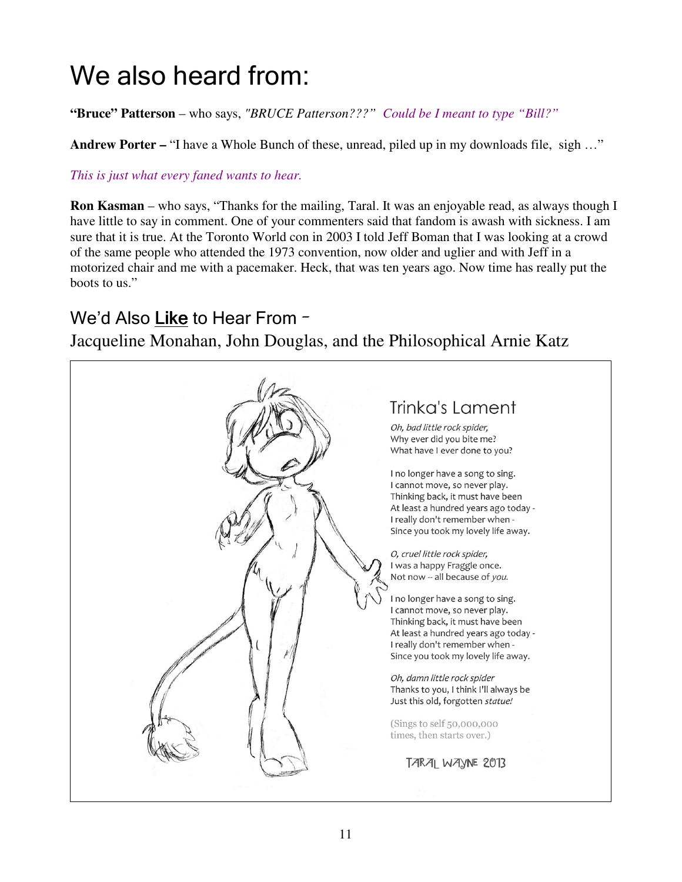# We also heard from:

**"Bruce" Patterson** – who says, *"BRUCE Patterson???" Could be I meant to type "Bill?"*

**Andrew Porter –** "I have a Whole Bunch of these, unread, piled up in my downloads file, sigh …"

*This is just what every faned wants to hear.*

**Ron Kasman** – who says, "Thanks for the mailing, Taral. It was an enjoyable read, as always though I have little to say in comment. One of your commenters said that fandom is awash with sickness. I am sure that it is true. At the Toronto World con in 2003 I told Jeff Boman that I was looking at a crowd of the same people who attended the 1973 convention, now older and uglier and with Jeff in a motorized chair and me with a pacemaker. Heck, that was ten years ago. Now time has really put the boots to us."

## We'd Also **Like** to Hear From –

Jacqueline Monahan, John Douglas, and the Philosophical Arnie Katz

### Trinka's Lament

*Oh, bad little rock spider,*
Why ever did you bite me?
What have I ever done to you?

I no longer have a song to sing.
I cannot move, so never play.
Thinking back, it must have been
At least a hundred years ago today -
I really don't remember when -
Since you took my lovely life away.

*O, cruel little rock spider,*
I was a happy Fraggle once.
Not now -- all because of *you.*

I no longer have a song to sing.
I cannot move, so never play.
Thinking back, it must have been
At least a hundred years ago today -
I really don't remember when -
Since you took my lovely life away.

*Oh, damn little rock spider*
Thanks to you, I think I'll always be
Just this old, forgotten *statue!*

(Sings to self 50,000,000 times, then starts over.)

TARAL WAYNE 2013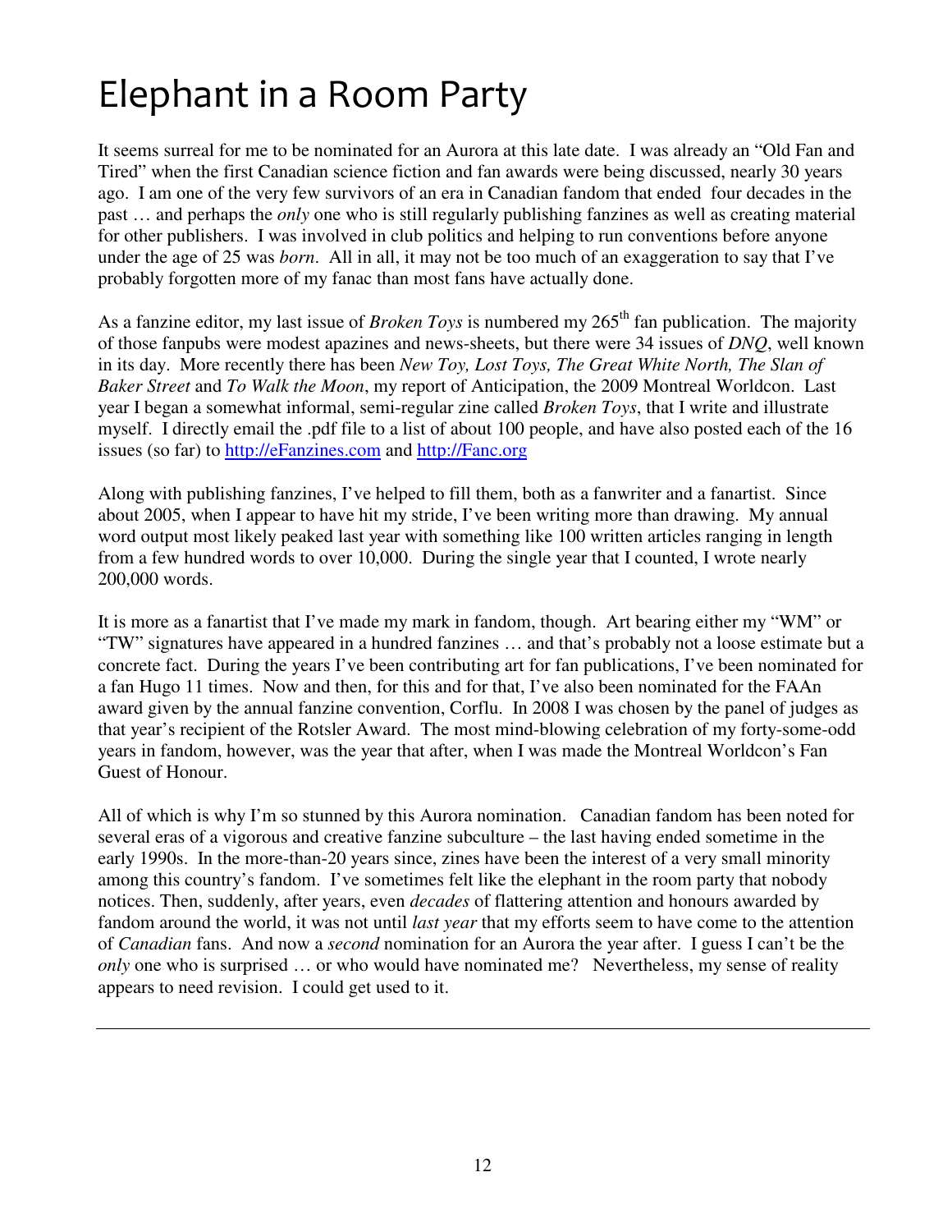# Elephant in a Room Party

It seems surreal for me to be nominated for an Aurora at this late date. I was already an "Old Fan and Tired" when the first Canadian science fiction and fan awards were being discussed, nearly 30 years ago. I am one of the very few survivors of an era in Canadian fandom that ended four decades in the past … and perhaps the *only* one who is still regularly publishing fanzines as well as creating material for other publishers. I was involved in club politics and helping to run conventions before anyone under the age of 25 was *born*. All in all, it may not be too much of an exaggeration to say that I've probably forgotten more of my fanac than most fans have actually done.

As a fanzine editor, my last issue of *Broken Toys* is numbered my 265th fan publication. The majority of those fanpubs were modest apazines and news-sheets, but there were 34 issues of *DNQ*, well known in its day. More recently there has been *New Toy, Lost Toys, The Great White North, The Slan of Baker Street* and *To Walk the Moon*, my report of Anticipation, the 2009 Montreal Worldcon. Last year I began a somewhat informal, semi-regular zine called *Broken Toys*, that I write and illustrate myself. I directly email the .pdf file to a list of about 100 people, and have also posted each of the 16 issues (so far) to [http://eFanzines.com](http://eFanzines.com) and [http://Fanc.org](http://Fanc.org)

Along with publishing fanzines, I've helped to fill them, both as a fanwriter and a fanartist. Since about 2005, when I appear to have hit my stride, I've been writing more than drawing. My annual word output most likely peaked last year with something like 100 written articles ranging in length from a few hundred words to over 10,000. During the single year that I counted, I wrote nearly 200,000 words.

It is more as a fanartist that I've made my mark in fandom, though. Art bearing either my "WM" or "TW" signatures have appeared in a hundred fanzines … and that's probably not a loose estimate but a concrete fact. During the years I've been contributing art for fan publications, I've been nominated for a fan Hugo 11 times. Now and then, for this and for that, I've also been nominated for the FAAn award given by the annual fanzine convention, Corflu. In 2008 I was chosen by the panel of judges as that year's recipient of the Rotsler Award. The most mind-blowing celebration of my forty-some-odd years in fandom, however, was the year that after, when I was made the Montreal Worldcon's Fan Guest of Honour.

All of which is why I'm so stunned by this Aurora nomination. Canadian fandom has been noted for several eras of a vigorous and creative fanzine subculture – the last having ended sometime in the early 1990s. In the more-than-20 years since, zines have been the interest of a very small minority among this country's fandom. I've sometimes felt like the elephant in the room party that nobody notices. Then, suddenly, after years, even *decades* of flattering attention and honours awarded by fandom around the world, it was not until *last year* that my efforts seem to have come to the attention of *Canadian* fans. And now a *second* nomination for an Aurora the year after. I guess I can't be the *only* one who is surprised … or who would have nominated me? Nevertheless, my sense of reality appears to need revision. I could get used to it.

---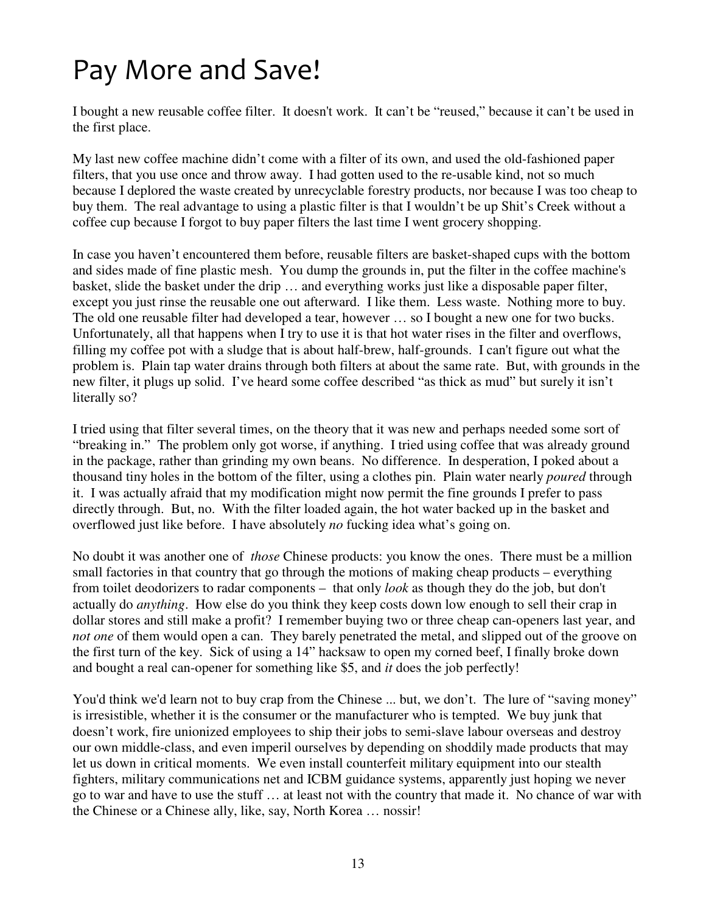# Pay More and Save!

I bought a new reusable coffee filter. It doesn't work. It can't be "reused," because it can't be used in the first place.

My last new coffee machine didn't come with a filter of its own, and used the old-fashioned paper filters, that you use once and throw away. I had gotten used to the re-usable kind, not so much because I deplored the waste created by unrecyclable forestry products, nor because I was too cheap to buy them. The real advantage to using a plastic filter is that I wouldn't be up Shit's Creek without a coffee cup because I forgot to buy paper filters the last time I went grocery shopping.

In case you haven't encountered them before, reusable filters are basket-shaped cups with the bottom and sides made of fine plastic mesh. You dump the grounds in, put the filter in the coffee machine's basket, slide the basket under the drip … and everything works just like a disposable paper filter, except you just rinse the reusable one out afterward. I like them. Less waste. Nothing more to buy. The old one reusable filter had developed a tear, however … so I bought a new one for two bucks. Unfortunately, all that happens when I try to use it is that hot water rises in the filter and overflows, filling my coffee pot with a sludge that is about half-brew, half-grounds. I can't figure out what the problem is. Plain tap water drains through both filters at about the same rate. But, with grounds in the new filter, it plugs up solid. I've heard some coffee described "as thick as mud" but surely it isn't literally so?

I tried using that filter several times, on the theory that it was new and perhaps needed some sort of "breaking in." The problem only got worse, if anything. I tried using coffee that was already ground in the package, rather than grinding my own beans. No difference. In desperation, I poked about a thousand tiny holes in the bottom of the filter, using a clothes pin. Plain water nearly *poured* through it. I was actually afraid that my modification might now permit the fine grounds I prefer to pass directly through. But, no. With the filter loaded again, the hot water backed up in the basket and overflowed just like before. I have absolutely *no* fucking idea what's going on.

No doubt it was another one of *those* Chinese products: you know the ones. There must be a million small factories in that country that go through the motions of making cheap products – everything from toilet deodorizers to radar components – that only *look* as though they do the job, but don't actually do *anything*. How else do you think they keep costs down low enough to sell their crap in dollar stores and still make a profit? I remember buying two or three cheap can-openers last year, and *not one* of them would open a can. They barely penetrated the metal, and slipped out of the groove on the first turn of the key. Sick of using a 14" hacksaw to open my corned beef, I finally broke down and bought a real can-opener for something like $5, and *it* does the job perfectly!

You'd think we'd learn not to buy crap from the Chinese ... but, we don't. The lure of "saving money" is irresistible, whether it is the consumer or the manufacturer who is tempted. We buy junk that doesn't work, fire unionized employees to ship their jobs to semi-slave labour overseas and destroy our own middle-class, and even imperil ourselves by depending on shoddily made products that may let us down in critical moments. We even install counterfeit military equipment into our stealth fighters, military communications net and ICBM guidance systems, apparently just hoping we never go to war and have to use the stuff … at least not with the country that made it. No chance of war with the Chinese or a Chinese ally, like, say, North Korea … nossir!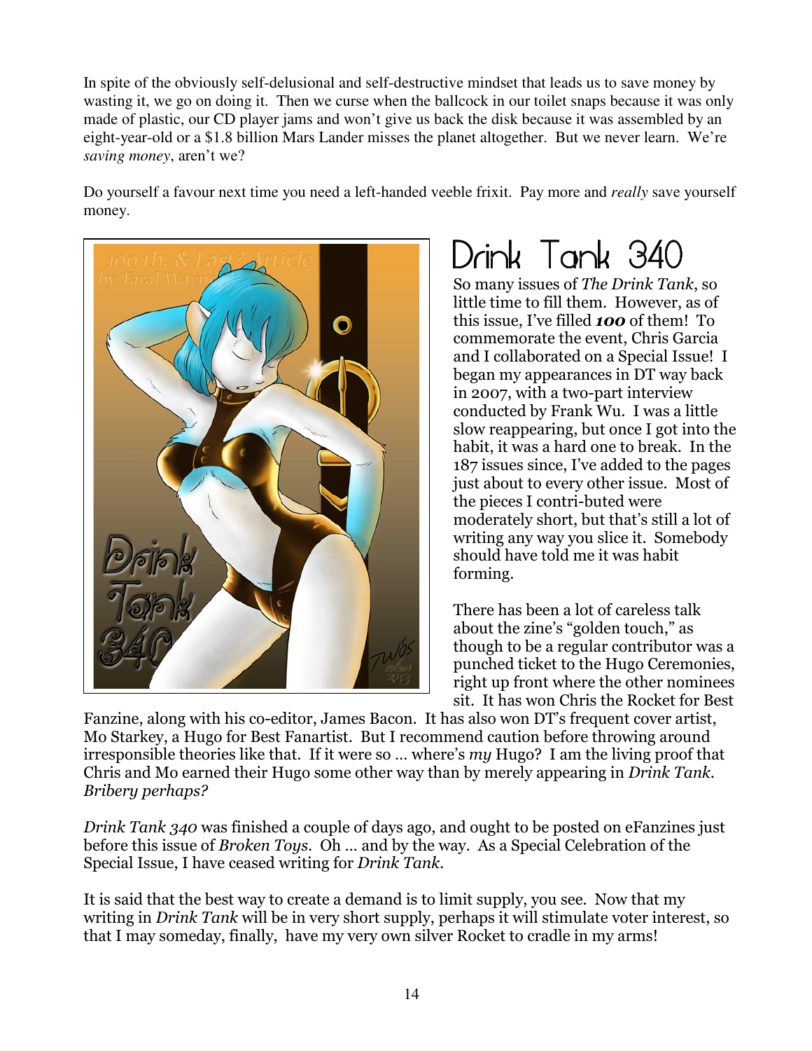In spite of the obviously self-delusional and self-destructive mindset that leads us to save money by wasting it, we go on doing it. Then we curse when the ballcock in our toilet snaps because it was only made of plastic, our CD player jams and won't give us back the disk because it was assembled by an eight-year-old or a $1.8 billion Mars Lander misses the planet altogether. But we never learn. We're *saving money*, aren't we?

Do yourself a favour next time you need a left-handed veeble frixit. Pay more and *really* save yourself money.

# Drink Tank 340

So many issues of *The Drink Tank*, so little time to fill them. However, as of this issue, I've filled ***100*** of them! To commemorate the event, Chris Garcia and I collaborated on a Special Issue! I began my appearances in DT way back in 2007, with a two-part interview conducted by Frank Wu. I was a little slow reappearing, but once I got into the habit, it was a hard one to break. In the 187 issues since, I've added to the pages just about to every other issue. Most of the pieces I contri-buted were moderately short, but that's still a lot of writing any way you slice it. Somebody should have told me it was habit forming.

There has been a lot of careless talk about the zine's "golden touch," as though to be a regular contributor was a punched ticket to the Hugo Ceremonies, right up front where the other nominees sit. It has won Chris the Rocket for Best Fanzine, along with his co-editor, James Bacon. It has also won DT's frequent cover artist, Mo Starkey, a Hugo for Best Fanartist. But I recommend caution before throwing around irresponsible theories like that. If it were so … where's *my* Hugo? I am the living proof that Chris and Mo earned their Hugo some other way than by merely appearing in *Drink Tank*. *Bribery perhaps?*

*Drink Tank 340* was finished a couple of days ago, and ought to be posted on eFanzines just before this issue of *Broken Toys*. Oh … and by the way. As a Special Celebration of the Special Issue, I have ceased writing for *Drink Tank*.

It is said that the best way to create a demand is to limit supply, you see. Now that my writing in *Drink Tank* will be in very short supply, perhaps it will stimulate voter interest, so that I may someday, finally, have my very own silver Rocket to cradle in my arms!